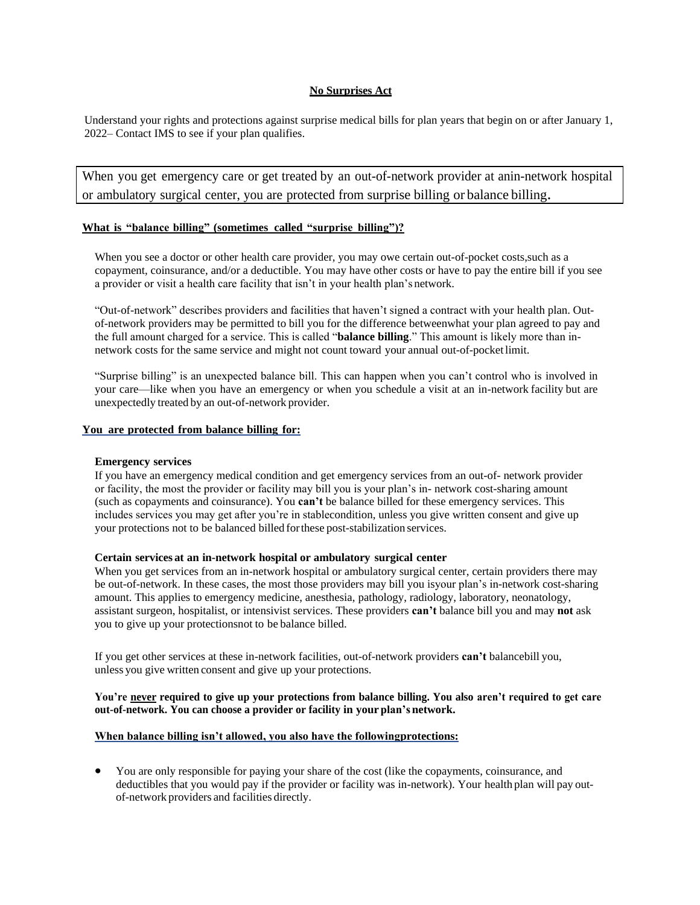# No Surprises Act

Understand your rights and protections against surprise medical bills for plan years that begin on or after January 1, 2022– Contact IMS to see if your plan qualifies.

When you get emergency care or get treated by an out-of-network provider at anin-network hospital or ambulatory surgical center, you are protected from surprise billing or balance billing.

## What is "balance billing" (sometimes called "surprise billing")?

When you see a doctor or other health care provider, you may owe certain out-of-pocket costs,such as a copayment, coinsurance, and/or a deductible. You may have other costs or have to pay the entire bill if you see a provider or visit a health care facility that isn't in your health plan's network.

"Out-of-network" describes providers and facilities that haven't signed a contract with your health plan. Out-of-network providers may be permitted to bill you for the difference betweenwhat your plan agreed to pay and the full amount charged for a service. This is called "**balance billing**." This amount is likely more than in-network costs for the same service and might not count toward your annual out-of-pocket limit.

"Surprise billing" is an unexpected balance bill. This can happen when you can't control who is involved in your care—like when you have an emergency or when you schedule a visit at an in-network facility but are unexpectedly treated by an out-of-network provider.

## You are protected from balance billing for:

**Emergency services**
If you have an emergency medical condition and get emergency services from an out-of- network provider or facility, the most the provider or facility may bill you is your plan's in- network cost-sharing amount (such as copayments and coinsurance). You **can't** be balance billed for these emergency services. This includes services you may get after you're in stablecondition, unless you give written consent and give up your protections not to be balanced billed forthese post-stabilization services.

**Certain services at an in-network hospital or ambulatory surgical center**
When you get services from an in-network hospital or ambulatory surgical center, certain providers there may be out-of-network. In these cases, the most those providers may bill you isyour plan's in-network cost-sharing amount. This applies to emergency medicine, anesthesia, pathology, radiology, laboratory, neonatology, assistant surgeon, hospitalist, or intensivist services. These providers **can't** balance bill you and may **not** ask you to give up your protectionsnot to be balance billed.

If you get other services at these in-network facilities, out-of-network providers **can't** balancebill you, unless you give written consent and give up your protections.

**You're never required to give up your protections from balance billing. You also aren't required to get care out-of-network. You can choose a provider or facility in your plan's network.**

## When balance billing isn't allowed, you also have the followingprotections:

- You are only responsible for paying your share of the cost (like the copayments, coinsurance, and deductibles that you would pay if the provider or facility was in-network). Your health plan will pay out-of-network providers and facilities directly.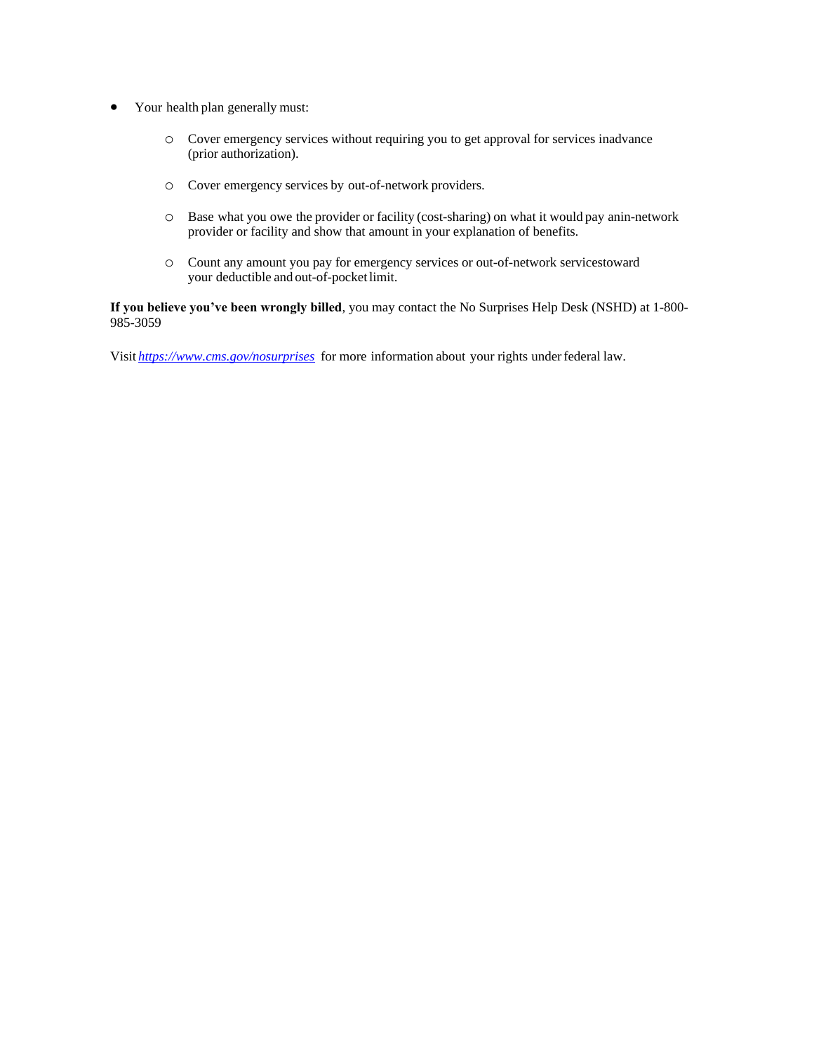- Your health plan generally must:
    - Cover emergency services without requiring you to get approval for services inadvance (prior authorization).
    - Cover emergency services by out-of-network providers.
    - Base what you owe the provider or facility (cost-sharing) on what it would pay anin-network provider or facility and show that amount in your explanation of benefits.
    - Count any amount you pay for emergency services or out-of-network servicestoward your deductible and out-of-pocket limit.

**If you believe you've been wrongly billed**, you may contact the No Surprises Help Desk (NSHD) at 1-800-985-3059

Visit *https://www.cms.gov/nosurprises* for more information about your rights under federal law.